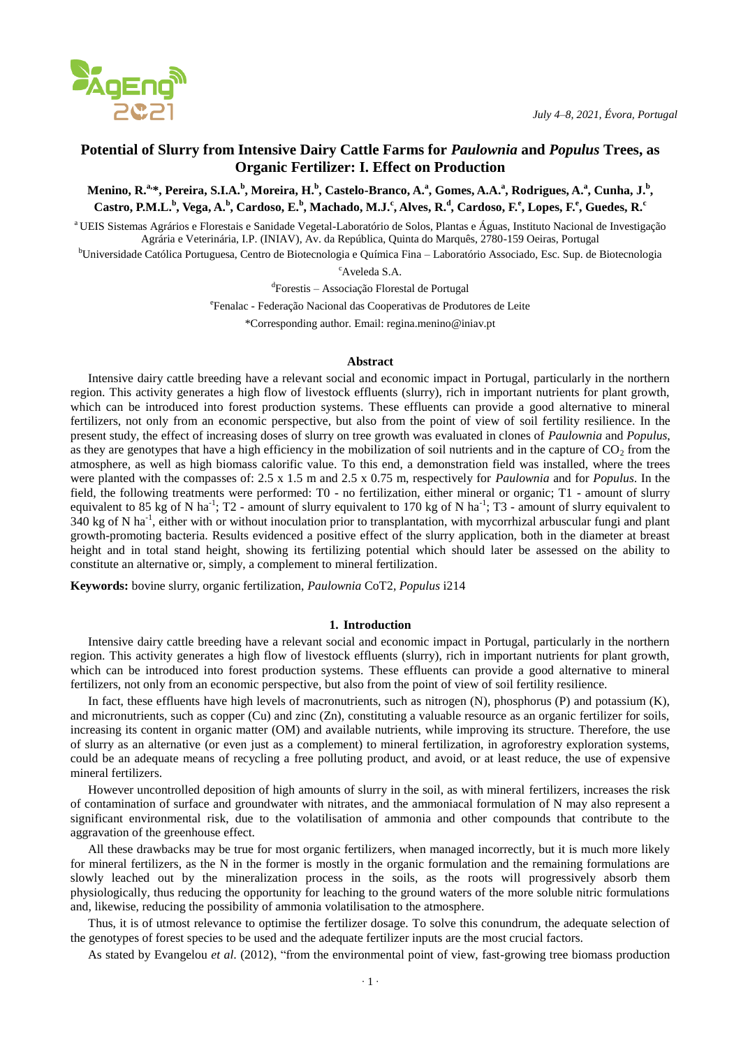# Potential of Slurry from Intensive Dairy Cattle Farms for *Paulownia* and *Populus* Trees, as Organic Fertilizer: I. Effect on Production

**Menino, R.[a,\*], Pereira, S.I.A.[b], Moreira, H.[b], Castelo-Branco, A.[a], Gomes, A.A.[a], Rodrigues, A.[a], Cunha, J.[b], Castro, P.M.L.[b], Vega, A.[b], Cardoso, E.[b], Machado, M.J.[c], Alves, R.[d], Cardoso, F.[e], Lopes, F.[e], Guedes, R.[c]**

[a] UEIS Sistemas Agrários e Florestais e Sanidade Vegetal-Laboratório de Solos, Plantas e Águas, Instituto Nacional de Investigação Agrária e Veterinária, I.P. (INIAV), Av. da República, Quinta do Marquês, 2780-159 Oeiras, Portugal

[b] Universidade Católica Portuguesa, Centro de Biotecnologia e Química Fina – Laboratório Associado, Esc. Sup. de Biotecnologia

[c] Aveleda S.A.

[d] Forestis – Associação Florestal de Portugal

[e] Fenalac - Federação Nacional das Cooperativas de Produtores de Leite

\*Corresponding author. Email: regina.menino@iniav.pt

## Abstract

Intensive dairy cattle breeding have a relevant social and economic impact in Portugal, particularly in the northern region. This activity generates a high flow of livestock effluents (slurry), rich in important nutrients for plant growth, which can be introduced into forest production systems. These effluents can provide a good alternative to mineral fertilizers, not only from an economic perspective, but also from the point of view of soil fertility resilience. In the present study, the effect of increasing doses of slurry on tree growth was evaluated in clones of *Paulownia* and *Populus*, as they are genotypes that have a high efficiency in the mobilization of soil nutrients and in the capture of $CO_2$ from the atmosphere, as well as high biomass calorific value. To this end, a demonstration field was installed, where the trees were planted with the compasses of: 2.5 x 1.5 m and 2.5 x 0.75 m, respectively for *Paulownia* and for *Populus*. In the field, the following treatments were performed: T0 - no fertilization, either mineral or organic; T1 - amount of slurry equivalent to 85 kg of N $ha^{-1}$; T2 - amount of slurry equivalent to 170 kg of N $ha^{-1}$; T3 - amount of slurry equivalent to 340 kg of N $ha^{-1}$, either with or without inoculation prior to transplantation, with mycorrhizal arbuscular fungi and plant growth-promoting bacteria. Results evidenced a positive effect of the slurry application, both in the diameter at breast height and in total stand height, showing its fertilizing potential which should later be assessed on the ability to constitute an alternative or, simply, a complement to mineral fertilization.

**Keywords:** bovine slurry, organic fertilization, *Paulownia* CoT2, *Populus* i214

## 1. Introduction

Intensive dairy cattle breeding have a relevant social and economic impact in Portugal, particularly in the northern region. This activity generates a high flow of livestock effluents (slurry), rich in important nutrients for plant growth, which can be introduced into forest production systems. These effluents can provide a good alternative to mineral fertilizers, not only from an economic perspective, but also from the point of view of soil fertility resilience.

In fact, these effluents have high levels of macronutrients, such as nitrogen (N), phosphorus (P) and potassium (K), and micronutrients, such as copper (Cu) and zinc (Zn), constituting a valuable resource as an organic fertilizer for soils, increasing its content in organic matter (OM) and available nutrients, while improving its structure. Therefore, the use of slurry as an alternative (or even just as a complement) to mineral fertilization, in agroforestry exploration systems, could be an adequate means of recycling a free polluting product, and avoid, or at least reduce, the use of expensive mineral fertilizers.

However uncontrolled deposition of high amounts of slurry in the soil, as with mineral fertilizers, increases the risk of contamination of surface and groundwater with nitrates, and the ammoniacal formulation of N may also represent a significant environmental risk, due to the volatilisation of ammonia and other compounds that contribute to the aggravation of the greenhouse effect.

All these drawbacks may be true for most organic fertilizers, when managed incorrectly, but it is much more likely for mineral fertilizers, as the N in the former is mostly in the organic formulation and the ammoniacal formulations are slowly leached out by the mineralization process in the soils, as the roots will progressively absorb them physiologically, thus reducing the opportunity for leaching to the ground waters of the more soluble nitric formulations and, likewise, reducing the possibility of ammonia volatilisation to the atmosphere.

Thus, it is of utmost relevance to optimise the fertilizer dosage. To solve this conundrum, the adequate selection of the genotypes of forest species to be used and the adequate fertilizer inputs are the most crucial factors.

As stated by Evangelou *et al.* (2012), "from the environmental point of view, fast-growing tree biomass production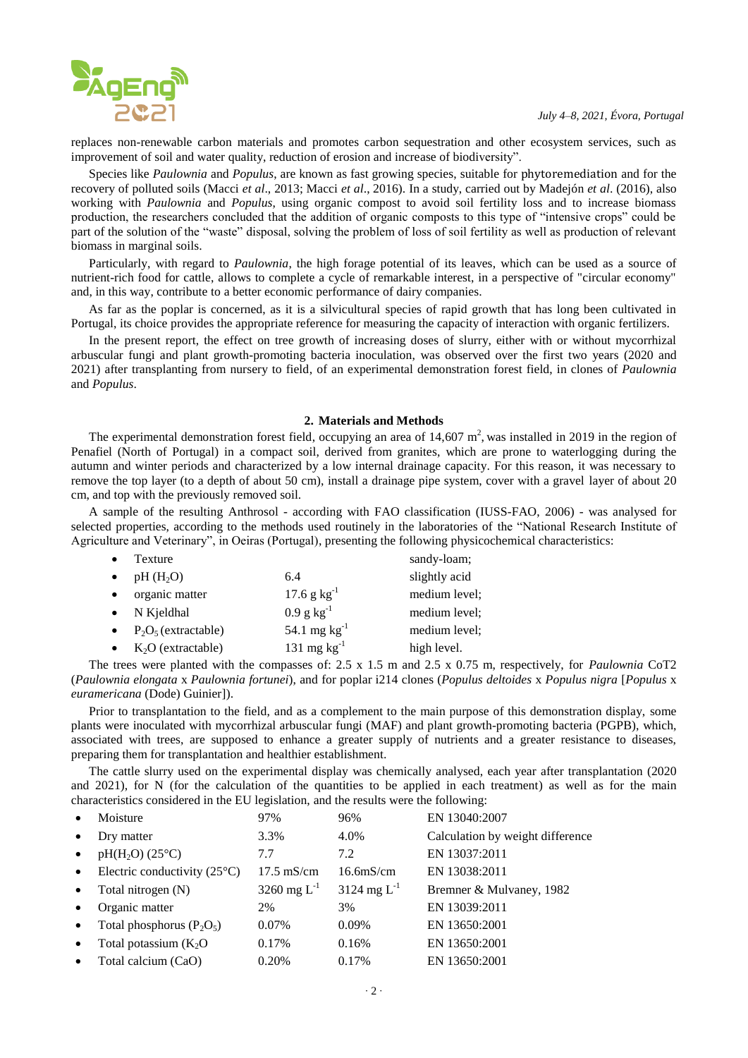replaces non-renewable carbon materials and promotes carbon sequestration and other ecosystem services, such as improvement of soil and water quality, reduction of erosion and increase of biodiversity".

Species like *Paulownia* and *Populus*, are known as fast growing species, suitable for phytoremediation and for the recovery of polluted soils (Macci *et al*., 2013; Macci *et al*., 2016). In a study, carried out by Madejón *et al*. (2016), also working with *Paulownia* and *Populus*, using organic compost to avoid soil fertility loss and to increase biomass production, the researchers concluded that the addition of organic composts to this type of "intensive crops" could be part of the solution of the "waste" disposal, solving the problem of loss of soil fertility as well as production of relevant biomass in marginal soils.

Particularly, with regard to *Paulownia*, the high forage potential of its leaves, which can be used as a source of nutrient-rich food for cattle, allows to complete a cycle of remarkable interest, in a perspective of "circular economy" and, in this way, contribute to a better economic performance of dairy companies.

As far as the poplar is concerned, as it is a silvicultural species of rapid growth that has long been cultivated in Portugal, its choice provides the appropriate reference for measuring the capacity of interaction with organic fertilizers.

In the present report, the effect on tree growth of increasing doses of slurry, either with or without mycorrhizal arbuscular fungi and plant growth-promoting bacteria inoculation, was observed over the first two years (2020 and 2021) after transplanting from nursery to field, of an experimental demonstration forest field, in clones of *Paulownia* and *Populus*.

## 2. Materials and Methods

The experimental demonstration forest field, occupying an area of 14,607 $m^2$, was installed in 2019 in the region of Penafiel (North of Portugal) in a compact soil, derived from granites, which are prone to waterlogging during the autumn and winter periods and characterized by a low internal drainage capacity. For this reason, it was necessary to remove the top layer (to a depth of about 50 cm), install a drainage pipe system, cover with a gravel layer of about 20 cm, and top with the previously removed soil.

A sample of the resulting Anthrosol - according with FAO classification (IUSS-FAO, 2006) - was analysed for selected properties, according to the methods used routinely in the laboratories of the "National Research Institute of Agriculture and Veterinary", in Oeiras (Portugal), presenting the following physicochemical characteristics:

- Texture — sandy-loam;
- pH ($H_2O$) — 6.4 — slightly acid
- organic matter — 17.6 g $kg^{-1}$ — medium level;
- N Kjeldhal — 0.9 g $kg^{-1}$ — medium level;
- $P_2O_5$ (extractable) — 54.1 mg $kg^{-1}$ — medium level;
- $K_2O$ (extractable) — 131 mg $kg^{-1}$ — high level.

The trees were planted with the compasses of: 2.5 x 1.5 m and 2.5 x 0.75 m, respectively, for *Paulownia* CoT2 (*Paulownia elongata* x *Paulownia fortunei*), and for poplar i214 clones (*Populus deltoides* x *Populus nigra* [*Populus* x *euramericana* (Dode) Guinier]).

Prior to transplantation to the field, and as a complement to the main purpose of this demonstration display, some plants were inoculated with mycorrhizal arbuscular fungi (MAF) and plant growth-promoting bacteria (PGPB), which, associated with trees, are supposed to enhance a greater supply of nutrients and a greater resistance to diseases, preparing them for transplantation and healthier establishment.

The cattle slurry used on the experimental display was chemically analysed, each year after transplantation (2020 and 2021), for N (for the calculation of the quantities to be applied in each treatment) as well as for the main characteristics considered in the EU legislation, and the results were the following:

| Parameter | 2020 | 2021 | Method |
|---|---|---|---|
| Moisture | 97% | 96% | EN 13040:2007 |
| Dry matter | 3.3% | 4.0% | Calculation by weight difference |
| pH($H_2O$) (25°C) | 7.7 | 7.2 | EN 13037:2011 |
| Electric conductivity (25°C) | 17.5 mS/cm | 16.6mS/cm | EN 13038:2011 |
| Total nitrogen (N) | 3260 mg $L^{-1}$ | 3124 mg $L^{-1}$ | Bremner & Mulvaney, 1982 |
| Organic matter | 2% | 3% | EN 13039:2011 |
| Total phosphorus ($P_2O_5$) | 0.07% | 0.09% | EN 13650:2001 |
| Total potassium ($K_2O$ | 0.17% | 0.16% | EN 13650:2001 |
| Total calcium (CaO) | 0.20% | 0.17% | EN 13650:2001 |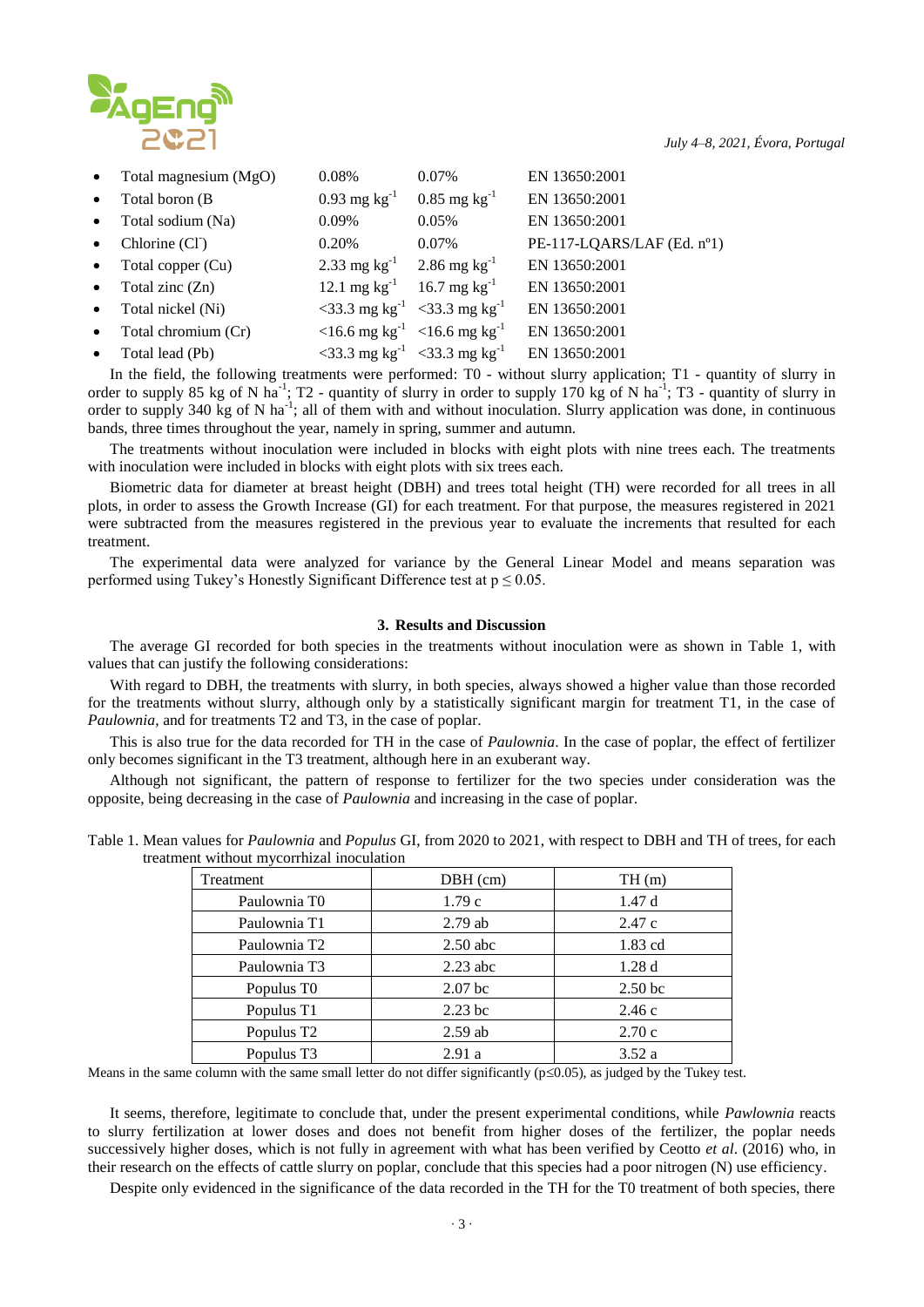- Total magnesium (MgO) 0.08% 0.07% EN 13650:2001
- Total boron (B 0.93 mg $kg^{-1}$ 0.85 mg $kg^{-1}$ EN 13650:2001
- Total sodium (Na) 0.09% 0.05% EN 13650:2001
- Chlorine ($Cl^-$) 0.20% 0.07% PE-117-LQARS/LAF (Ed. nº1)
- Total copper (Cu) 2.33 mg $kg^{-1}$ 2.86 mg $kg^{-1}$ EN 13650:2001
- Total zinc (Zn) 12.1 mg $kg^{-1}$ 16.7 mg $kg^{-1}$ EN 13650:2001
- Total nickel (Ni) <33.3 mg $kg^{-1}$ <33.3 mg $kg^{-1}$ EN 13650:2001
- Total chromium (Cr) <16.6 mg $kg^{-1}$ <16.6 mg $kg^{-1}$ EN 13650:2001
- Total lead (Pb) <33.3 mg $kg^{-1}$ <33.3 mg $kg^{-1}$ EN 13650:2001

In the field, the following treatments were performed: T0 - without slurry application; T1 - quantity of slurry in order to supply 85 kg of N $ha^{-1}$; T2 - quantity of slurry in order to supply 170 kg of N $ha^{-1}$; T3 - quantity of slurry in order to supply 340 kg of N $ha^{-1}$; all of them with and without inoculation. Slurry application was done, in continuous bands, three times throughout the year, namely in spring, summer and autumn.

The treatments without inoculation were included in blocks with eight plots with nine trees each. The treatments with inoculation were included in blocks with eight plots with six trees each.

Biometric data for diameter at breast height (DBH) and trees total height (TH) were recorded for all trees in all plots, in order to assess the Growth Increase (GI) for each treatment. For that purpose, the measures registered in 2021 were subtracted from the measures registered in the previous year to evaluate the increments that resulted for each treatment.

The experimental data were analyzed for variance by the General Linear Model and means separation was performed using Tukey's Honestly Significant Difference test at $p \leq 0.05$.

## 3. Results and Discussion

The average GI recorded for both species in the treatments without inoculation were as shown in Table 1, with values that can justify the following considerations:

With regard to DBH, the treatments with slurry, in both species, always showed a higher value than those recorded for the treatments without slurry, although only by a statistically significant margin for treatment T1, in the case of *Paulownia*, and for treatments T2 and T3, in the case of poplar.

This is also true for the data recorded for TH in the case of *Paulownia*. In the case of poplar, the effect of fertilizer only becomes significant in the T3 treatment, although here in an exuberant way.

Although not significant, the pattern of response to fertilizer for the two species under consideration was the opposite, being decreasing in the case of *Paulownia* and increasing in the case of poplar.

Table 1. Mean values for *Paulownia* and *Populus* GI, from 2020 to 2021, with respect to DBH and TH of trees, for each treatment without mycorrhizal inoculation

| Treatment | DBH (cm) | TH (m) |
|---|---|---|
| Paulownia T0 | 1.79 c | 1.47 d |
| Paulownia T1 | 2.79 ab | 2.47 c |
| Paulownia T2 | 2.50 abc | 1.83 cd |
| Paulownia T3 | 2.23 abc | 1.28 d |
| Populus T0 | 2.07 bc | 2.50 bc |
| Populus T1 | 2.23 bc | 2.46 c |
| Populus T2 | 2.59 ab | 2.70 c |
| Populus T3 | 2.91 a | 3.52 a |

Means in the same column with the same small letter do not differ significantly ($p \leq 0.05$), as judged by the Tukey test.

It seems, therefore, legitimate to conclude that, under the present experimental conditions, while *Pawlownia* reacts to slurry fertilization at lower doses and does not benefit from higher doses of the fertilizer, the poplar needs successively higher doses, which is not fully in agreement with what has been verified by Ceotto *et al*. (2016) who, in their research on the effects of cattle slurry on poplar, conclude that this species had a poor nitrogen (N) use efficiency.

Despite only evidenced in the significance of the data recorded in the TH for the T0 treatment of both species, there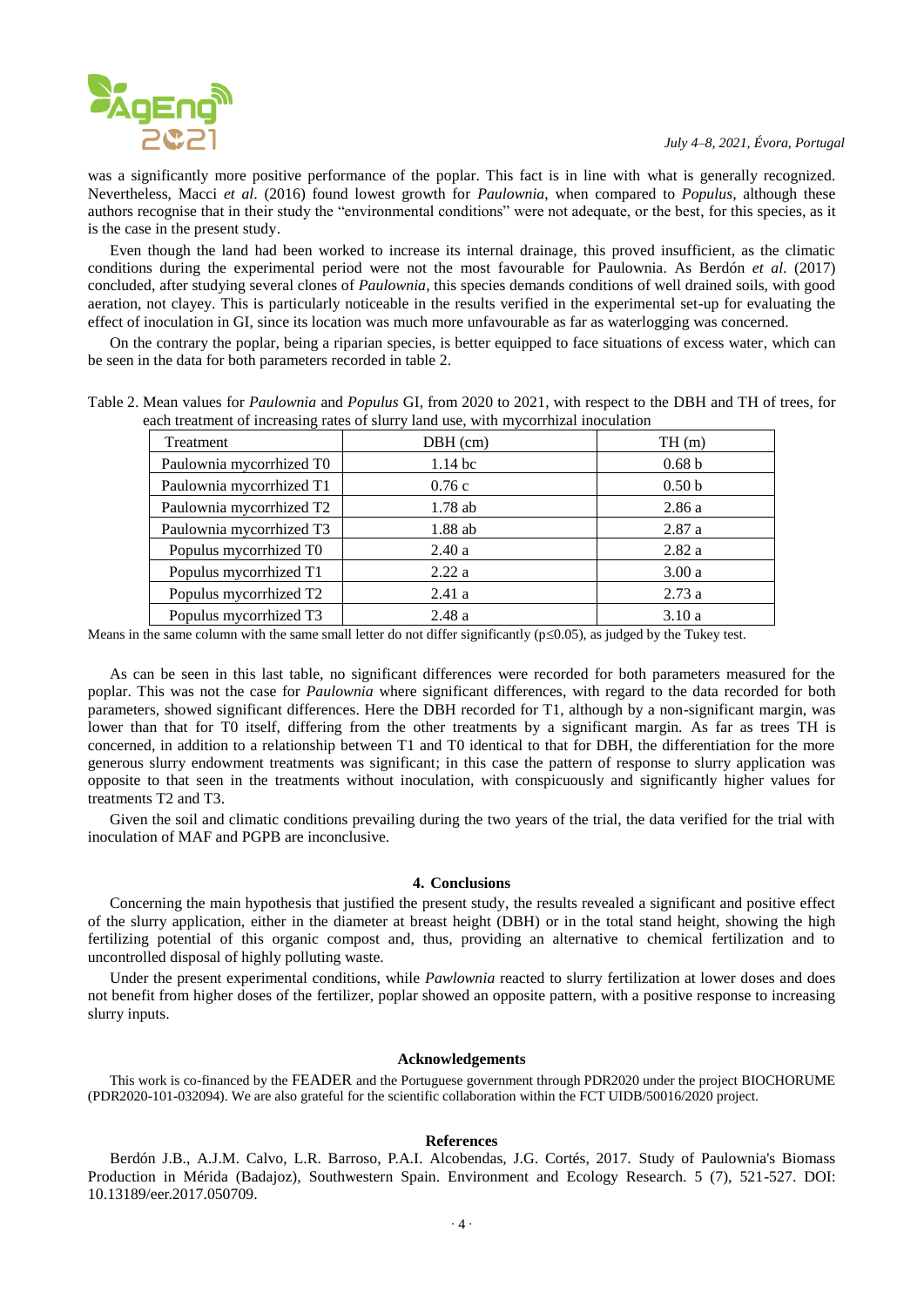was a significantly more positive performance of the poplar. This fact is in line with what is generally recognized. Nevertheless, Macci *et al*. (2016) found lowest growth for *Paulownia*, when compared to *Populus*, although these authors recognise that in their study the "environmental conditions" were not adequate, or the best, for this species, as it is the case in the present study.

Even though the land had been worked to increase its internal drainage, this proved insufficient, as the climatic conditions during the experimental period were not the most favourable for Paulownia. As Berdón *et al.* (2017) concluded, after studying several clones of *Paulownia*, this species demands conditions of well drained soils, with good aeration, not clayey. This is particularly noticeable in the results verified in the experimental set-up for evaluating the effect of inoculation in GI, since its location was much more unfavourable as far as waterlogging was concerned.

On the contrary the poplar, being a riparian species, is better equipped to face situations of excess water, which can be seen in the data for both parameters recorded in table 2.

Table 2. Mean values for *Paulownia* and *Populus* GI, from 2020 to 2021, with respect to the DBH and TH of trees, for each treatment of increasing rates of slurry land use, with mycorrhizal inoculation

| Treatment | DBH (cm) | TH (m) |
|---|---|---|
| Paulownia mycorrhized T0 | 1.14 bc | 0.68 b |
| Paulownia mycorrhized T1 | 0.76 c | 0.50 b |
| Paulownia mycorrhized T2 | 1.78 ab | 2.86 a |
| Paulownia mycorrhized T3 | 1.88 ab | 2.87 a |
| Populus mycorrhized T0 | 2.40 a | 2.82 a |
| Populus mycorrhized T1 | 2.22 a | 3.00 a |
| Populus mycorrhized T2 | 2.41 a | 2.73 a |
| Populus mycorrhized T3 | 2.48 a | 3.10 a |

Means in the same column with the same small letter do not differ significantly ($p \leq 0.05$), as judged by the Tukey test.

As can be seen in this last table, no significant differences were recorded for both parameters measured for the poplar. This was not the case for *Paulownia* where significant differences, with regard to the data recorded for both parameters, showed significant differences. Here the DBH recorded for T1, although by a non-significant margin, was lower than that for T0 itself, differing from the other treatments by a significant margin. As far as trees TH is concerned, in addition to a relationship between T1 and T0 identical to that for DBH, the differentiation for the more generous slurry endowment treatments was significant; in this case the pattern of response to slurry application was opposite to that seen in the treatments without inoculation, with conspicuously and significantly higher values for treatments T2 and T3.

Given the soil and climatic conditions prevailing during the two years of the trial, the data verified for the trial with inoculation of MAF and PGPB are inconclusive.

## 4. Conclusions

Concerning the main hypothesis that justified the present study, the results revealed a significant and positive effect of the slurry application, either in the diameter at breast height (DBH) or in the total stand height, showing the high fertilizing potential of this organic compost and, thus, providing an alternative to chemical fertilization and to uncontrolled disposal of highly polluting waste.

Under the present experimental conditions, while *Pawlownia* reacted to slurry fertilization at lower doses and does not benefit from higher doses of the fertilizer, poplar showed an opposite pattern, with a positive response to increasing slurry inputs.

## Acknowledgements

This work is co-financed by the FEADER and the Portuguese government through PDR2020 under the project BIOCHORUME (PDR2020-101-032094). We are also grateful for the scientific collaboration within the FCT UIDB/50016/2020 project.

## References

Berdón J.B., A.J.M. Calvo, L.R. Barroso, P.A.I. Alcobendas, J.G. Cortés, 2017. Study of Paulownia's Biomass Production in Mérida (Badajoz), Southwestern Spain. Environment and Ecology Research. 5 (7), 521-527. DOI: 10.13189/eer.2017.050709.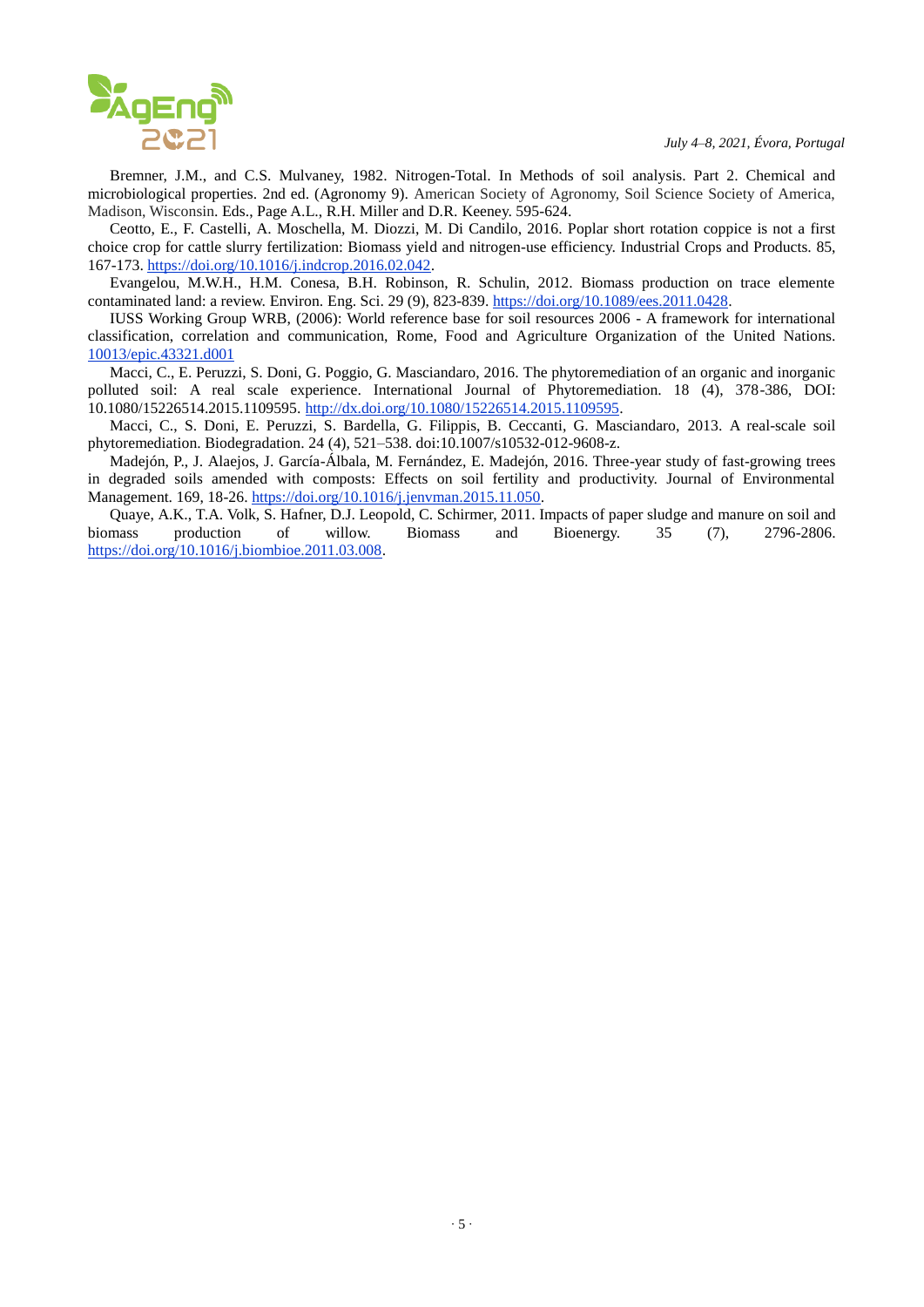Bremner, J.M., and C.S. Mulvaney, 1982. Nitrogen-Total. In Methods of soil analysis. Part 2. Chemical and microbiological properties. 2nd ed. (Agronomy 9). American Society of Agronomy, Soil Science Society of America, Madison, Wisconsin. Eds., Page A.L., R.H. Miller and D.R. Keeney. 595-624.

Ceotto, E., F. Castelli, A. Moschella, M. Diozzi, M. Di Candilo, 2016. Poplar short rotation coppice is not a first choice crop for cattle slurry fertilization: Biomass yield and nitrogen-use efficiency. Industrial Crops and Products. 85, 167-173. https://doi.org/10.1016/j.indcrop.2016.02.042.

Evangelou, M.W.H., H.M. Conesa, B.H. Robinson, R. Schulin, 2012. Biomass production on trace elemente contaminated land: a review. Environ. Eng. Sci. 29 (9), 823-839. https://doi.org/10.1089/ees.2011.0428.

IUSS Working Group WRB, (2006): World reference base for soil resources 2006 - A framework for international classification, correlation and communication, Rome, Food and Agriculture Organization of the United Nations. 10013/epic.43321.d001

Macci, C., E. Peruzzi, S. Doni, G. Poggio, G. Masciandaro, 2016. The phytoremediation of an organic and inorganic polluted soil: A real scale experience. International Journal of Phytoremediation. 18 (4), 378-386, DOI: 10.1080/15226514.2015.1109595. http://dx.doi.org/10.1080/15226514.2015.1109595.

Macci, C., S. Doni, E. Peruzzi, S. Bardella, G. Filippis, B. Ceccanti, G. Masciandaro, 2013. A real-scale soil phytoremediation. Biodegradation. 24 (4), 521–538. doi:10.1007/s10532-012-9608-z.

Madejón, P., J. Alaejos, J. García-Álbala, M. Fernández, E. Madejón, 2016. Three-year study of fast-growing trees in degraded soils amended with composts: Effects on soil fertility and productivity. Journal of Environmental Management. 169, 18-26. https://doi.org/10.1016/j.jenvman.2015.11.050.

Quaye, A.K., T.A. Volk, S. Hafner, D.J. Leopold, C. Schirmer, 2011. Impacts of paper sludge and manure on soil and biomass production of willow. Biomass and Bioenergy. 35 (7), 2796-2806. https://doi.org/10.1016/j.biombioe.2011.03.008.